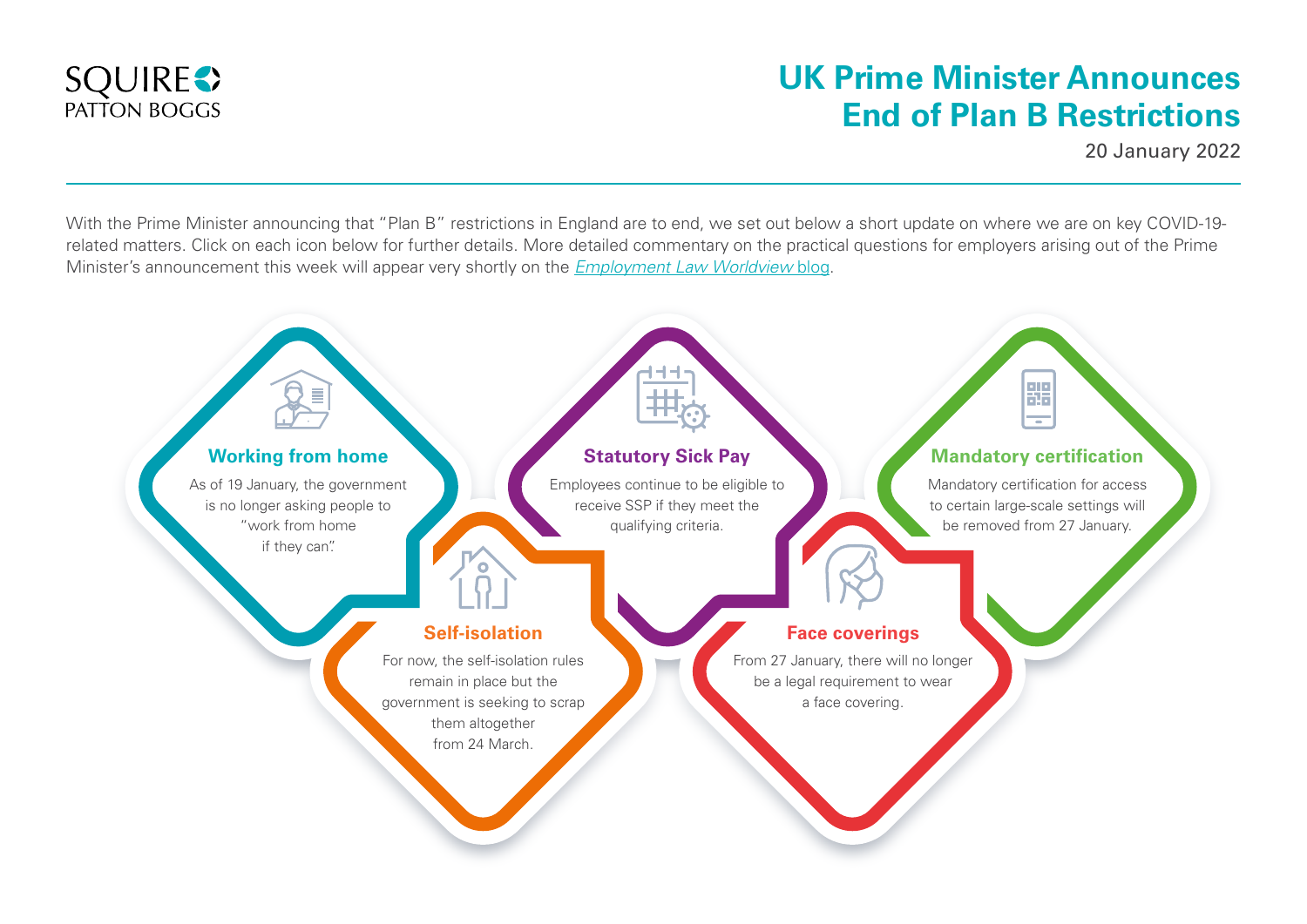SQUIRE PATTON BOGGS

# UK Prime Minister Announces End of Plan B Restrictions

20 January 2022

With the Prime Minister announcing that "Plan B" restrictions in England are to end, we set out below a short update on where we are on key COVID-19-related matters. Click on each icon below for further details. More detailed commentary on the practical questions for employers arising out of the Prime Minister's announcement this week will appear very shortly on the *Employment Law Worldview* blog.

### Working from home

As of 19 January, the government is no longer asking people to "work from home if they can".

### Self-isolation

For now, the self-isolation rules remain in place but the government is seeking to scrap them altogether from 24 March.

### Statutory Sick Pay

Employees continue to be eligible to receive SSP if they meet the qualifying criteria.

### Face coverings

From 27 January, there will no longer be a legal requirement to wear a face covering.

### Mandatory certification

Mandatory certification for access to certain large-scale settings will be removed from 27 January.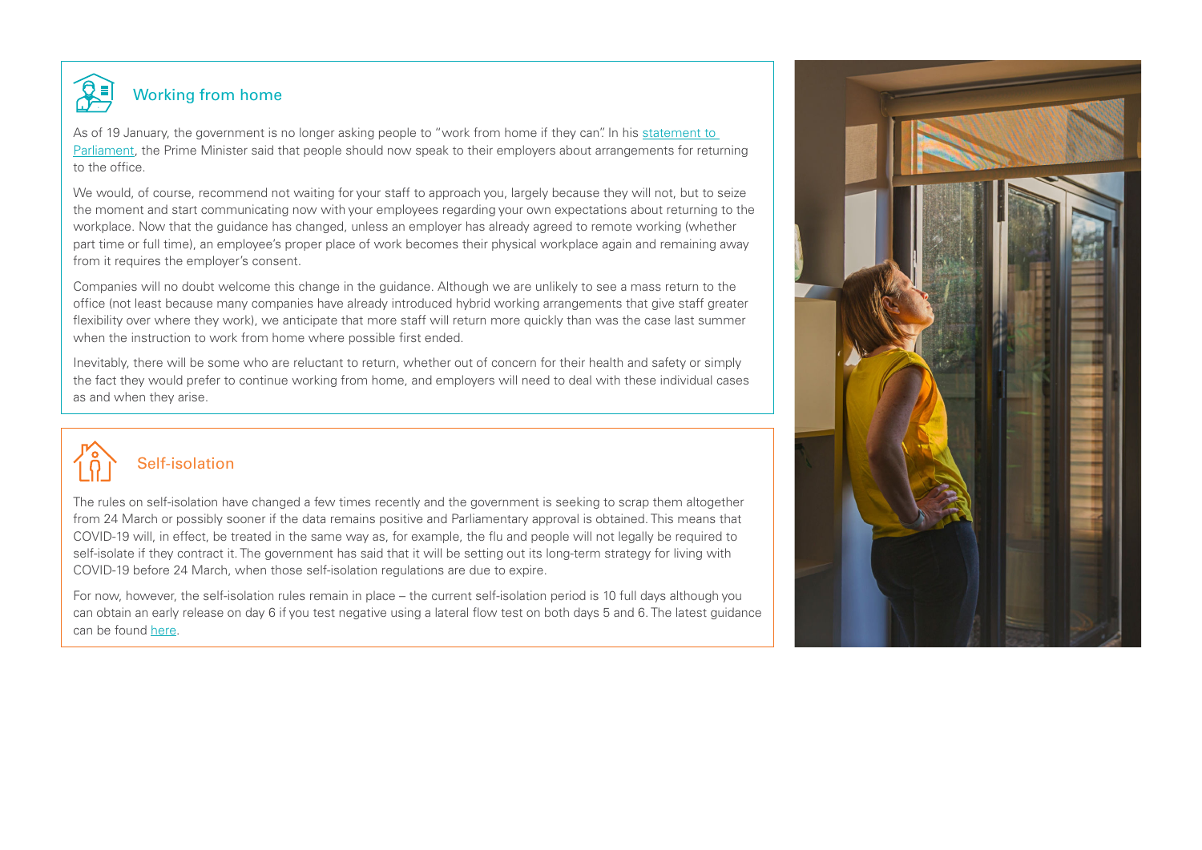## Working from home

As of 19 January, the government is no longer asking people to "work from home if they can". In his statement to Parliament, the Prime Minister said that people should now speak to their employers about arrangements for returning to the office.

We would, of course, recommend not waiting for your staff to approach you, largely because they will not, but to seize the moment and start communicating now with your employees regarding your own expectations about returning to the workplace. Now that the guidance has changed, unless an employer has already agreed to remote working (whether part time or full time), an employee's proper place of work becomes their physical workplace again and remaining away from it requires the employer's consent.

Companies will no doubt welcome this change in the guidance. Although we are unlikely to see a mass return to the office (not least because many companies have already introduced hybrid working arrangements that give staff greater flexibility over where they work), we anticipate that more staff will return more quickly than was the case last summer when the instruction to work from home where possible first ended.

Inevitably, there will be some who are reluctant to return, whether out of concern for their health and safety or simply the fact they would prefer to continue working from home, and employers will need to deal with these individual cases as and when they arise.

## Self-isolation

The rules on self-isolation have changed a few times recently and the government is seeking to scrap them altogether from 24 March or possibly sooner if the data remains positive and Parliamentary approval is obtained. This means that COVID-19 will, in effect, be treated in the same way as, for example, the flu and people will not legally be required to self-isolate if they contract it. The government has said that it will be setting out its long-term strategy for living with COVID-19 before 24 March, when those self-isolation regulations are due to expire.

For now, however, the self-isolation rules remain in place – the current self-isolation period is 10 full days although you can obtain an early release on day 6 if you test negative using a lateral flow test on both days 5 and 6. The latest guidance can be found here.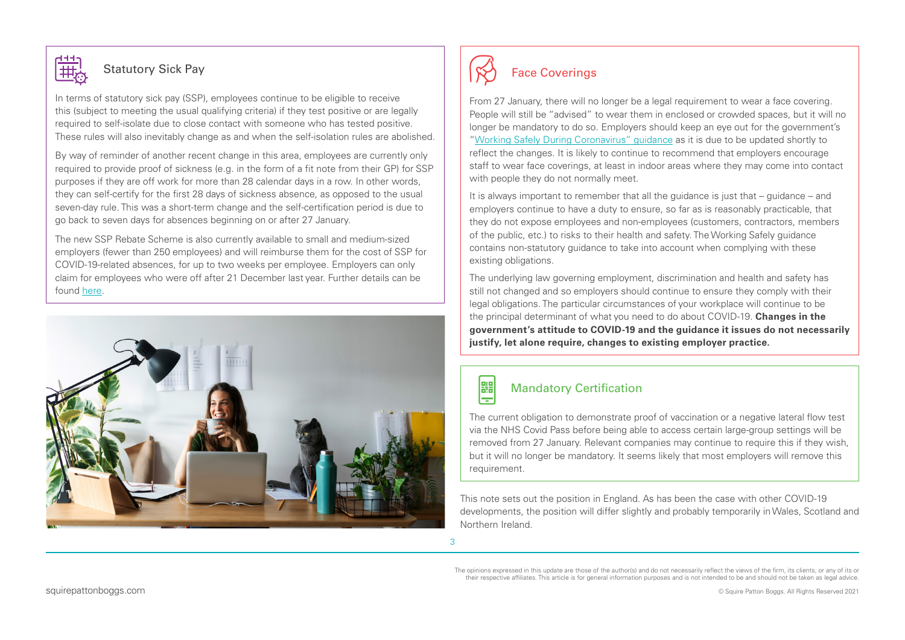## Statutory Sick Pay

In terms of statutory sick pay (SSP), employees continue to be eligible to receive this (subject to meeting the usual qualifying criteria) if they test positive or are legally required to self-isolate due to close contact with someone who has tested positive. These rules will also inevitably change as and when the self-isolation rules are abolished.

By way of reminder of another recent change in this area, employees are currently only required to provide proof of sickness (e.g. in the form of a fit note from their GP) for SSP purposes if they are off work for more than 28 calendar days in a row. In other words, they can self-certify for the first 28 days of sickness absence, as opposed to the usual seven-day rule. This was a short-term change and the self-certification period is due to go back to seven days for absences beginning on or after 27 January.

The new SSP Rebate Scheme is also currently available to small and medium-sized employers (fewer than 250 employees) and will reimburse them for the cost of SSP for COVID-19-related absences, for up to two weeks per employee. Employers can only claim for employees who were off after 21 December last year. Further details can be found here.

## Face Coverings

From 27 January, there will no longer be a legal requirement to wear a face covering. People will still be "advised" to wear them in enclosed or crowded spaces, but it will no longer be mandatory to do so. Employers should keep an eye out for the government's "Working Safely During Coronavirus" guidance as it is due to be updated shortly to reflect the changes. It is likely to continue to recommend that employers encourage staff to wear face coverings, at least in indoor areas where they may come into contact with people they do not normally meet.

It is always important to remember that all the guidance is just that – guidance – and employers continue to have a duty to ensure, so far as is reasonably practicable, that they do not expose employees and non-employees (customers, contractors, members of the public, etc.) to risks to their health and safety. The Working Safely guidance contains non-statutory guidance to take into account when complying with these existing obligations.

The underlying law governing employment, discrimination and health and safety has still not changed and so employers should continue to ensure they comply with their legal obligations. The particular circumstances of your workplace will continue to be the principal determinant of what you need to do about COVID-19. **Changes in the government's attitude to COVID-19 and the guidance it issues do not necessarily justify, let alone require, changes to existing employer practice.**

## Mandatory Certification

The current obligation to demonstrate proof of vaccination or a negative lateral flow test via the NHS Covid Pass before being able to access certain large-group settings will be removed from 27 January. Relevant companies may continue to require this if they wish, but it will no longer be mandatory. It seems likely that most employers will remove this requirement.

This note sets out the position in England. As has been the case with other COVID-19 developments, the position will differ slightly and probably temporarily in Wales, Scotland and Northern Ireland.

The opinions expressed in this update are those of the author(s) and do not necessarily reflect the views of the firm, its clients, or any of its or their respective affiliates. This article is for general information purposes and is not intended to be and should not be taken as legal advice.